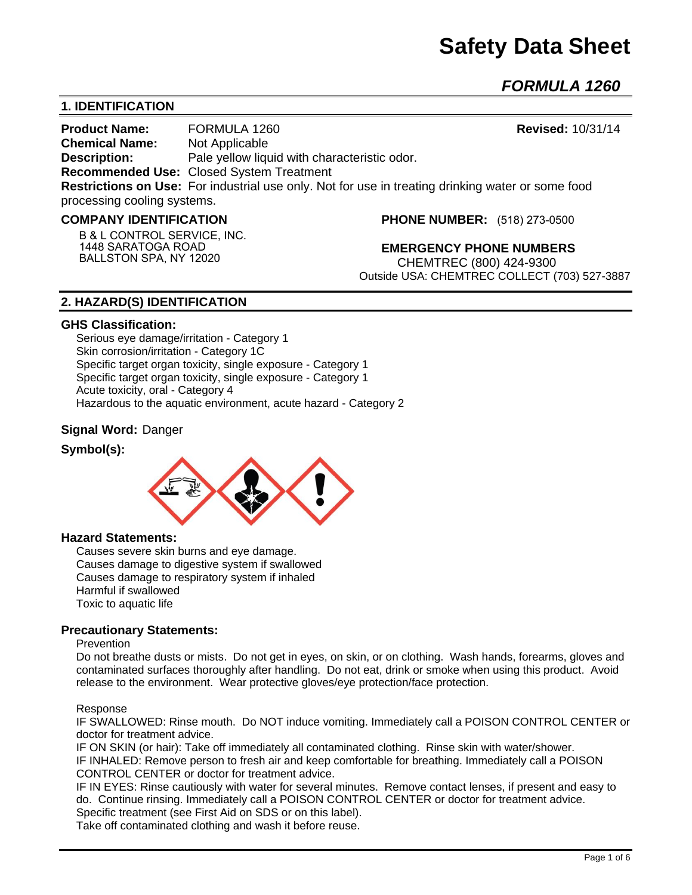# Safety Data Sheet

## *FORMULA 1260*

## 1. IDENTIFICATION

**Product Name:** FORMULA 1260 **Revised:** 10/31/14
**Chemical Name:** Not Applicable
**Description:** Pale yellow liquid with characteristic odor.
**Recommended Use:** Closed System Treatment
**Restrictions on Use:** For industrial use only. Not for use in treating drinking water or some food processing cooling systems.

**COMPANY IDENTIFICATION**

B & L CONTROL SERVICE, INC.
1448 SARATOGA ROAD
BALLSTON SPA, NY 12020

**PHONE NUMBER:** (518) 273-0500

**EMERGENCY PHONE NUMBERS**
CHEMTREC (800) 424-9300
Outside USA: CHEMTREC COLLECT (703) 527-3887

## 2. HAZARD(S) IDENTIFICATION

**GHS Classification:**

Serious eye damage/irritation - Category 1
Skin corrosion/irritation - Category 1C
Specific target organ toxicity, single exposure - Category 1
Specific target organ toxicity, single exposure - Category 1
Acute toxicity, oral - Category 4
Hazardous to the aquatic environment, acute hazard - Category 2

**Signal Word:** Danger

**Symbol(s):**

**Hazard Statements:**

Causes severe skin burns and eye damage.
Causes damage to digestive system if swallowed
Causes damage to respiratory system if inhaled
Harmful if swallowed
Toxic to aquatic life

**Precautionary Statements:**

Prevention

Do not breathe dusts or mists. Do not get in eyes, on skin, or on clothing. Wash hands, forearms, gloves and contaminated surfaces thoroughly after handling. Do not eat, drink or smoke when using this product. Avoid release to the environment. Wear protective gloves/eye protection/face protection.

Response

IF SWALLOWED: Rinse mouth. Do NOT induce vomiting. Immediately call a POISON CONTROL CENTER or doctor for treatment advice.
IF ON SKIN (or hair): Take off immediately all contaminated clothing. Rinse skin with water/shower.
IF INHALED: Remove person to fresh air and keep comfortable for breathing. Immediately call a POISON CONTROL CENTER or doctor for treatment advice.
IF IN EYES: Rinse cautiously with water for several minutes. Remove contact lenses, if present and easy to do. Continue rinsing. Immediately call a POISON CONTROL CENTER or doctor for treatment advice.
Specific treatment (see First Aid on SDS or on this label).
Take off contaminated clothing and wash it before reuse.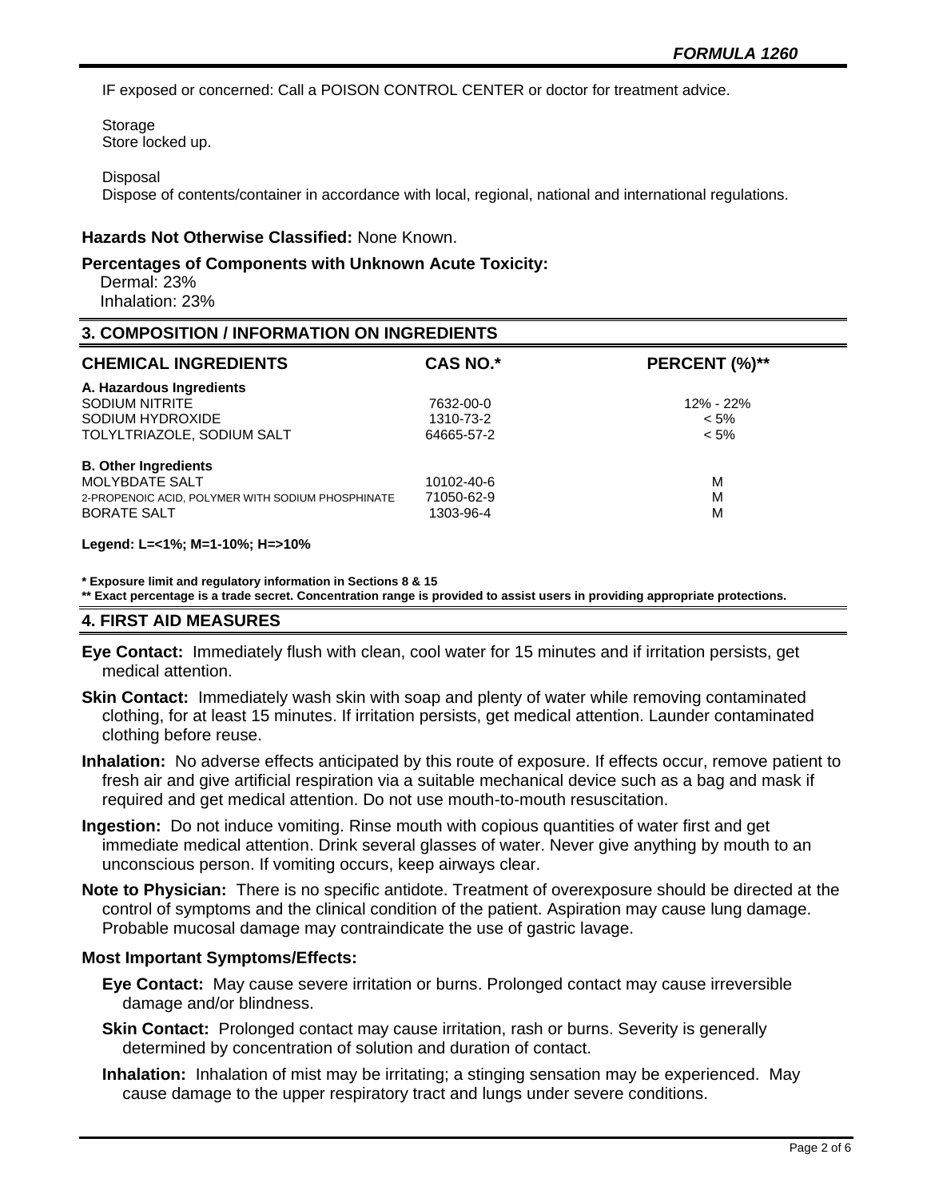IF exposed or concerned: Call a POISON CONTROL CENTER or doctor for treatment advice.

Storage
Store locked up.

Disposal
Dispose of contents/container in accordance with local, regional, national and international regulations.

**Hazards Not Otherwise Classified:** None Known.

**Percentages of Components with Unknown Acute Toxicity:**
Dermal: 23%
Inhalation: 23%

## 3. COMPOSITION / INFORMATION ON INGREDIENTS

| CHEMICAL INGREDIENTS | CAS NO.* | PERCENT (%)** |
|---|---|---|
| **A. Hazardous Ingredients** | | |
| SODIUM NITRITE | 7632-00-0 | 12% - 22% |
| SODIUM HYDROXIDE | 1310-73-2 | < 5% |
| TOLYLTRIAZOLE, SODIUM SALT | 64665-57-2 | < 5% |
| **B. Other Ingredients** | | |
| MOLYBDATE SALT | 10102-40-6 | M |
| 2-PROPENOIC ACID, POLYMER WITH SODIUM PHOSPHINATE | 71050-62-9 | M |
| BORATE SALT | 1303-96-4 | M |

**Legend: L=<1%; M=1-10%; H=>10%**

**\* Exposure limit and regulatory information in Sections 8 & 15**
**\*\* Exact percentage is a trade secret. Concentration range is provided to assist users in providing appropriate protections.**

## 4. FIRST AID MEASURES

**Eye Contact:** Immediately flush with clean, cool water for 15 minutes and if irritation persists, get medical attention.

**Skin Contact:** Immediately wash skin with soap and plenty of water while removing contaminated clothing, for at least 15 minutes. If irritation persists, get medical attention. Launder contaminated clothing before reuse.

**Inhalation:** No adverse effects anticipated by this route of exposure. If effects occur, remove patient to fresh air and give artificial respiration via a suitable mechanical device such as a bag and mask if required and get medical attention. Do not use mouth-to-mouth resuscitation.

**Ingestion:** Do not induce vomiting. Rinse mouth with copious quantities of water first and get immediate medical attention. Drink several glasses of water. Never give anything by mouth to an unconscious person. If vomiting occurs, keep airways clear.

**Note to Physician:** There is no specific antidote. Treatment of overexposure should be directed at the control of symptoms and the clinical condition of the patient. Aspiration may cause lung damage. Probable mucosal damage may contraindicate the use of gastric lavage.

**Most Important Symptoms/Effects:**

**Eye Contact:** May cause severe irritation or burns. Prolonged contact may cause irreversible damage and/or blindness.

**Skin Contact:** Prolonged contact may cause irritation, rash or burns. Severity is generally determined by concentration of solution and duration of contact.

**Inhalation:** Inhalation of mist may be irritating; a stinging sensation may be experienced. May cause damage to the upper respiratory tract and lungs under severe conditions.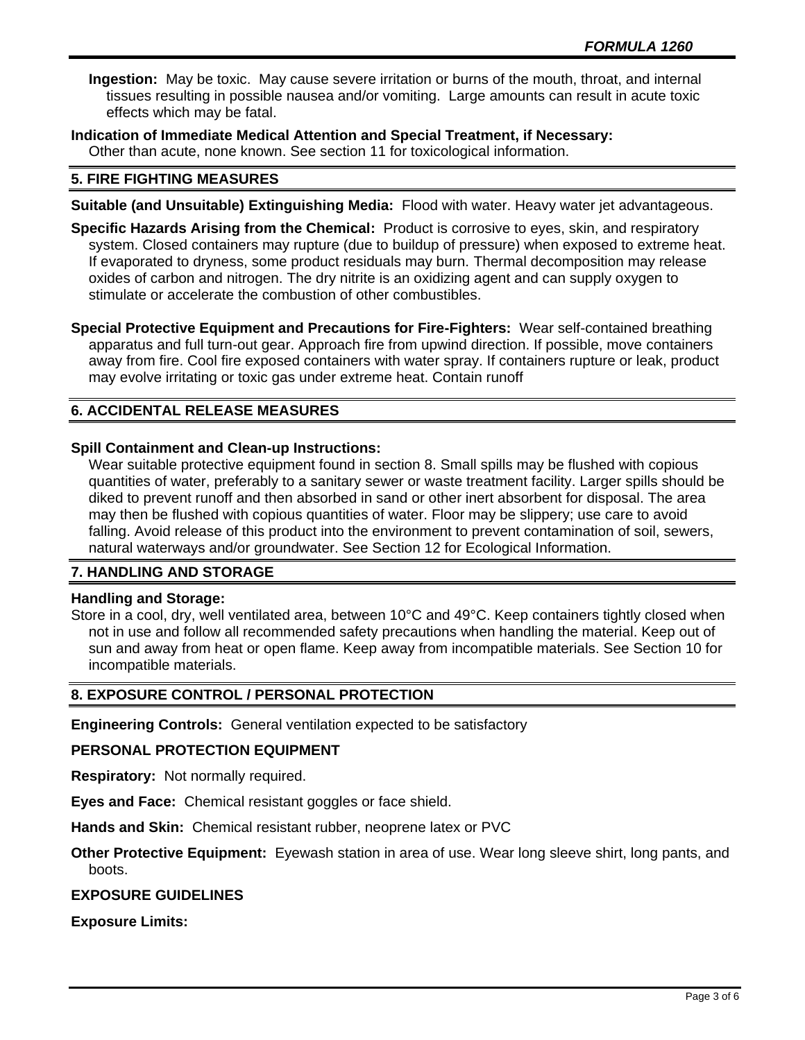**Ingestion:** May be toxic. May cause severe irritation or burns of the mouth, throat, and internal tissues resulting in possible nausea and/or vomiting. Large amounts can result in acute toxic effects which may be fatal.

**Indication of Immediate Medical Attention and Special Treatment, if Necessary:**
Other than acute, none known. See section 11 for toxicological information.

## 5. FIRE FIGHTING MEASURES

**Suitable (and Unsuitable) Extinguishing Media:** Flood with water. Heavy water jet advantageous.

**Specific Hazards Arising from the Chemical:** Product is corrosive to eyes, skin, and respiratory system. Closed containers may rupture (due to buildup of pressure) when exposed to extreme heat. If evaporated to dryness, some product residuals may burn. Thermal decomposition may release oxides of carbon and nitrogen. The dry nitrite is an oxidizing agent and can supply oxygen to stimulate or accelerate the combustion of other combustibles.

**Special Protective Equipment and Precautions for Fire-Fighters:** Wear self-contained breathing apparatus and full turn-out gear. Approach fire from upwind direction. If possible, move containers away from fire. Cool fire exposed containers with water spray. If containers rupture or leak, product may evolve irritating or toxic gas under extreme heat. Contain runoff

## 6. ACCIDENTAL RELEASE MEASURES

**Spill Containment and Clean-up Instructions:**
Wear suitable protective equipment found in section 8. Small spills may be flushed with copious quantities of water, preferably to a sanitary sewer or waste treatment facility. Larger spills should be diked to prevent runoff and then absorbed in sand or other inert absorbent for disposal. The area may then be flushed with copious quantities of water. Floor may be slippery; use care to avoid falling. Avoid release of this product into the environment to prevent contamination of soil, sewers, natural waterways and/or groundwater. See Section 12 for Ecological Information.

## 7. HANDLING AND STORAGE

**Handling and Storage:**
Store in a cool, dry, well ventilated area, between 10°C and 49°C. Keep containers tightly closed when not in use and follow all recommended safety precautions when handling the material. Keep out of sun and away from heat or open flame. Keep away from incompatible materials. See Section 10 for incompatible materials.

## 8. EXPOSURE CONTROL / PERSONAL PROTECTION

**Engineering Controls:** General ventilation expected to be satisfactory

**PERSONAL PROTECTION EQUIPMENT**

**Respiratory:** Not normally required.

**Eyes and Face:** Chemical resistant goggles or face shield.

**Hands and Skin:** Chemical resistant rubber, neoprene latex or PVC

**Other Protective Equipment:** Eyewash station in area of use. Wear long sleeve shirt, long pants, and boots.

**EXPOSURE GUIDELINES**

**Exposure Limits:**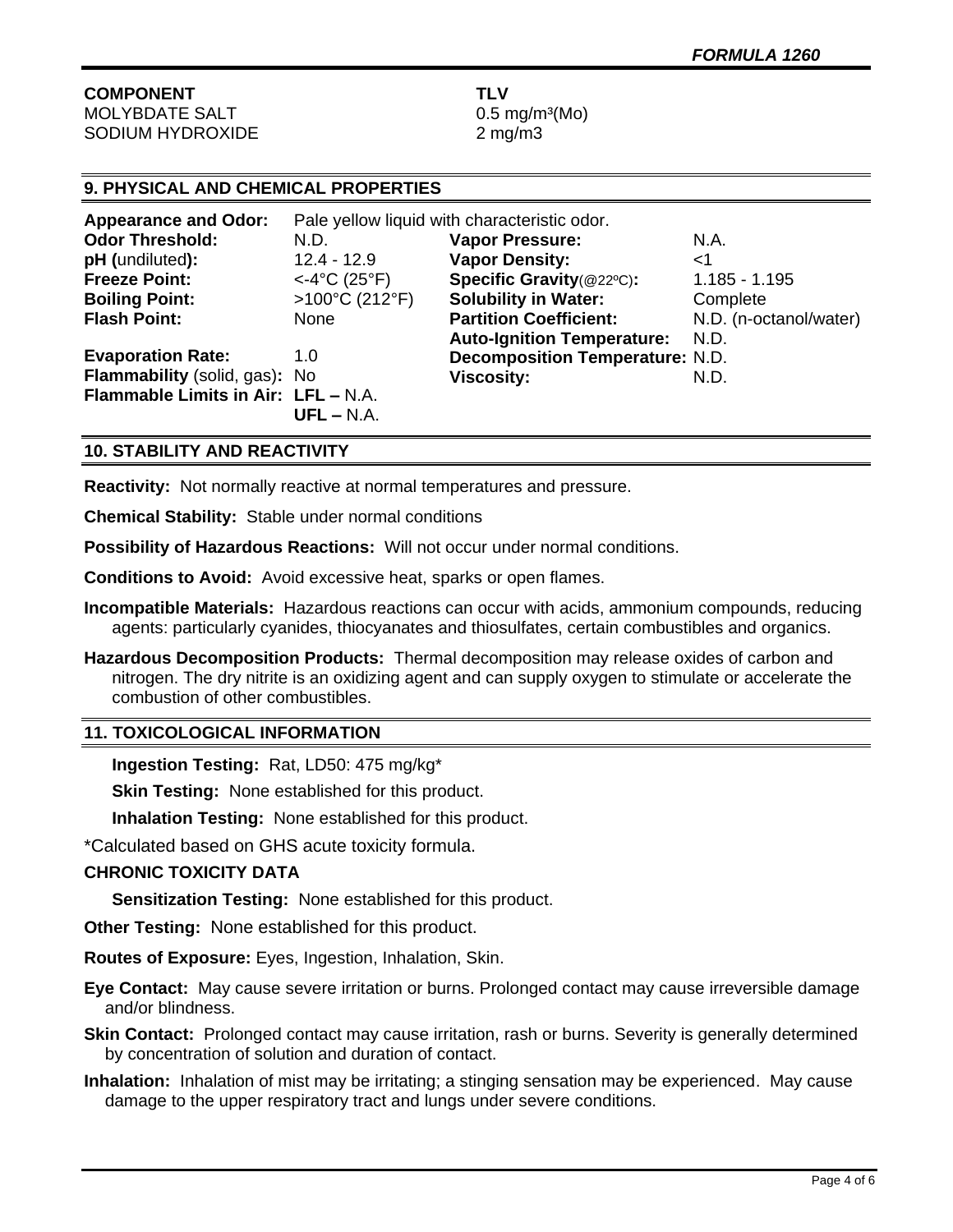| COMPONENT | TLV |
|---|---|
| MOLYBDATE SALT | 0.5 mg/m³(Mo) |
| SODIUM HYDROXIDE | 2 mg/m3 |

## 9. PHYSICAL AND CHEMICAL PROPERTIES

**Appearance and Odor:** Pale yellow liquid with characteristic odor.

| | | | |
|---|---|---|---|
| **Odor Threshold:** | N.D. | **Vapor Pressure:** | N.A. |
| **pH** (undiluted)**:** | 12.4 - 12.9 | **Vapor Density:** | <1 |
| **Freeze Point:** | <-4°C (25°F) | **Specific Gravity**(@22ºC)**:** | 1.185 - 1.195 |
| **Boiling Point:** | >100°C (212°F) | **Solubility in Water:** | Complete |
| **Flash Point:** | None | **Partition Coefficient:** | N.D. (n-octanol/water) |
| | | **Auto-Ignition Temperature:** | N.D. |
| **Evaporation Rate:** | 1.0 | **Decomposition Temperature:** | N.D. |
| **Flammability** (solid, gas)**:** | No | **Viscosity:** | N.D. |
| **Flammable Limits in Air:** | **LFL –** N.A. | | |
| | **UFL –** N.A. | | |

## 10. STABILITY AND REACTIVITY

**Reactivity:** Not normally reactive at normal temperatures and pressure.

**Chemical Stability:** Stable under normal conditions

**Possibility of Hazardous Reactions:** Will not occur under normal conditions.

**Conditions to Avoid:** Avoid excessive heat, sparks or open flames.

**Incompatible Materials:** Hazardous reactions can occur with acids, ammonium compounds, reducing agents: particularly cyanides, thiocyanates and thiosulfates, certain combustibles and organics.

**Hazardous Decomposition Products:** Thermal decomposition may release oxides of carbon and nitrogen. The dry nitrite is an oxidizing agent and can supply oxygen to stimulate or accelerate the combustion of other combustibles.

## 11. TOXICOLOGICAL INFORMATION

**Ingestion Testing:** Rat, LD50: 475 mg/kg*

**Skin Testing:** None established for this product.

**Inhalation Testing:** None established for this product.

*Calculated based on GHS acute toxicity formula.

**CHRONIC TOXICITY DATA**

**Sensitization Testing:** None established for this product.

**Other Testing:** None established for this product.

**Routes of Exposure:** Eyes, Ingestion, Inhalation, Skin.

**Eye Contact:** May cause severe irritation or burns. Prolonged contact may cause irreversible damage and/or blindness.

**Skin Contact:** Prolonged contact may cause irritation, rash or burns. Severity is generally determined by concentration of solution and duration of contact.

**Inhalation:** Inhalation of mist may be irritating; a stinging sensation may be experienced. May cause damage to the upper respiratory tract and lungs under severe conditions.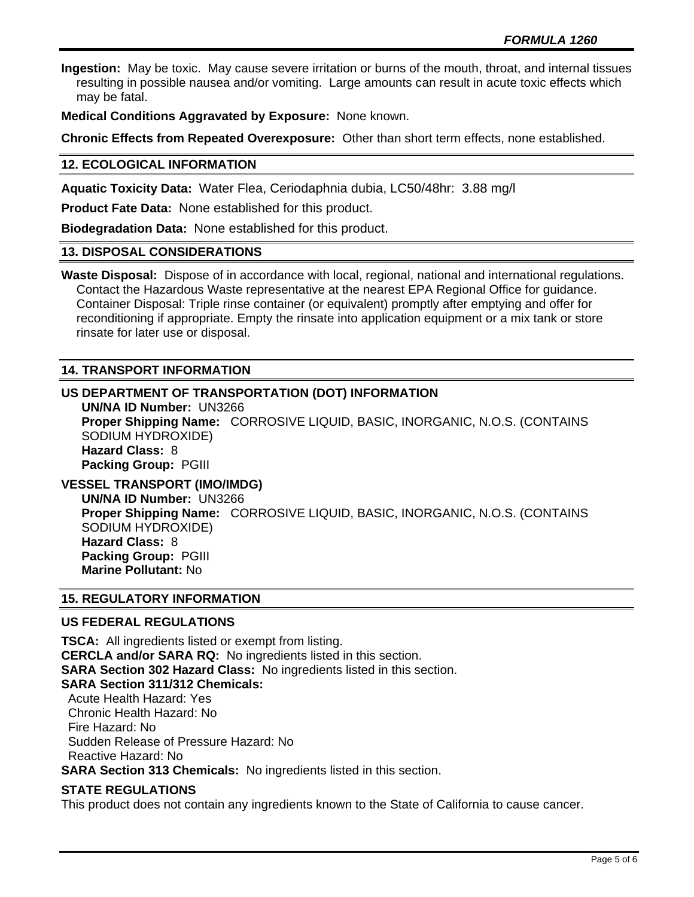**Ingestion:** May be toxic. May cause severe irritation or burns of the mouth, throat, and internal tissues resulting in possible nausea and/or vomiting. Large amounts can result in acute toxic effects which may be fatal.

**Medical Conditions Aggravated by Exposure:** None known.

**Chronic Effects from Repeated Overexposure:** Other than short term effects, none established.

## 12. ECOLOGICAL INFORMATION

**Aquatic Toxicity Data:** Water Flea, Ceriodaphnia dubia, LC50/48hr: 3.88 mg/l

**Product Fate Data:** None established for this product.

**Biodegradation Data:** None established for this product.

## 13. DISPOSAL CONSIDERATIONS

**Waste Disposal:** Dispose of in accordance with local, regional, national and international regulations. Contact the Hazardous Waste representative at the nearest EPA Regional Office for guidance. Container Disposal: Triple rinse container (or equivalent) promptly after emptying and offer for reconditioning if appropriate. Empty the rinsate into application equipment or a mix tank or store rinsate for later use or disposal.

## 14. TRANSPORT INFORMATION

### US DEPARTMENT OF TRANSPORTATION (DOT) INFORMATION

**UN/NA ID Number:** UN3266
**Proper Shipping Name:** CORROSIVE LIQUID, BASIC, INORGANIC, N.O.S. (CONTAINS SODIUM HYDROXIDE)
**Hazard Class:** 8
**Packing Group:** PGIII

### VESSEL TRANSPORT (IMO/IMDG)

**UN/NA ID Number:** UN3266
**Proper Shipping Name:** CORROSIVE LIQUID, BASIC, INORGANIC, N.O.S. (CONTAINS SODIUM HYDROXIDE)
**Hazard Class:** 8
**Packing Group:** PGIII
**Marine Pollutant:** No

## 15. REGULATORY INFORMATION

### US FEDERAL REGULATIONS

**TSCA:** All ingredients listed or exempt from listing.
**CERCLA and/or SARA RQ:** No ingredients listed in this section.
**SARA Section 302 Hazard Class:** No ingredients listed in this section.
**SARA Section 311/312 Chemicals:**
Acute Health Hazard: Yes
Chronic Health Hazard: No
Fire Hazard: No
Sudden Release of Pressure Hazard: No
Reactive Hazard: No
**SARA Section 313 Chemicals:** No ingredients listed in this section.

### STATE REGULATIONS

This product does not contain any ingredients known to the State of California to cause cancer.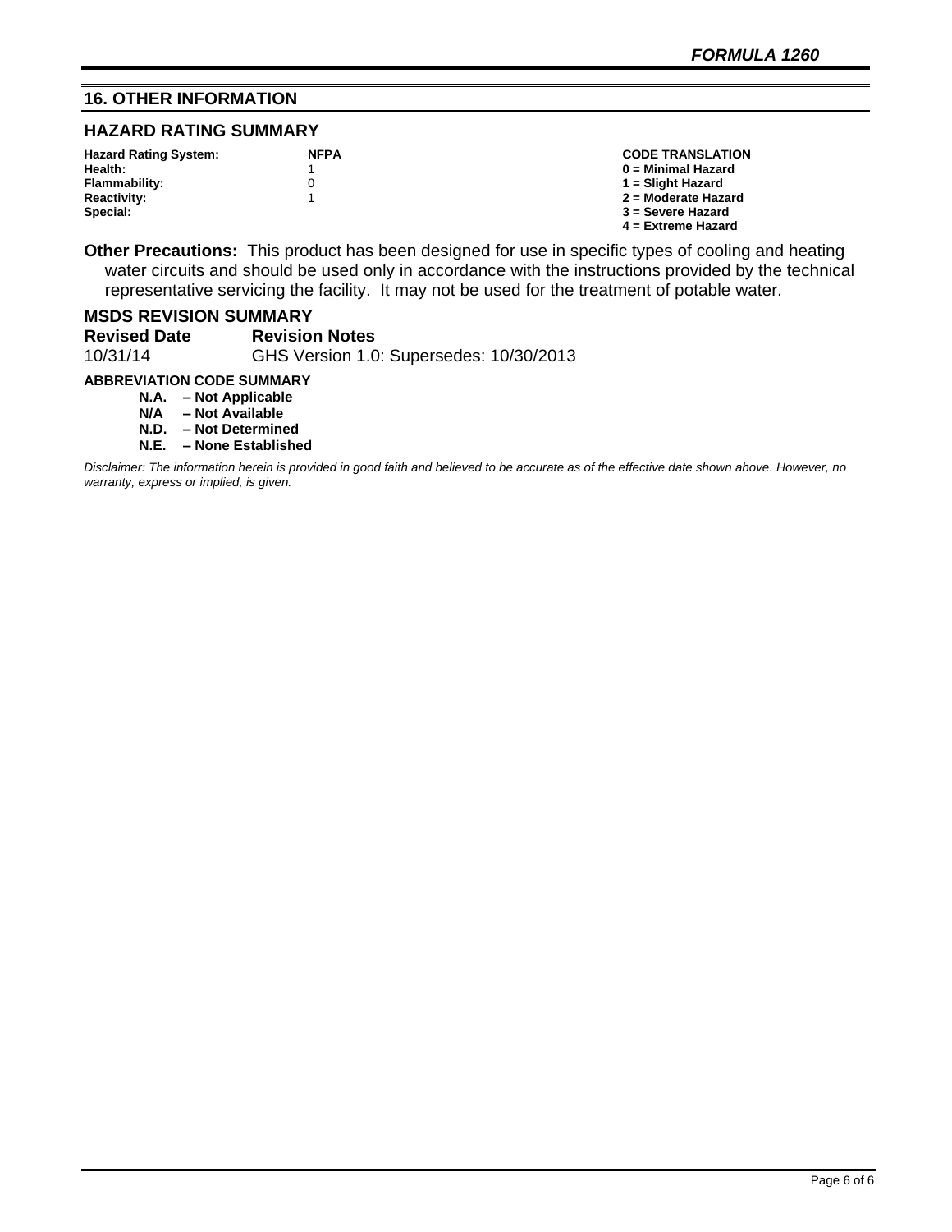## 16. OTHER INFORMATION

### HAZARD RATING SUMMARY

| Hazard Rating System: | NFPA | CODE TRANSLATION |
|---|---|---|
| Health: | 1 | 0 = Minimal Hazard |
| Flammability: | 0 | 1 = Slight Hazard |
| Reactivity: | 1 | 2 = Moderate Hazard |
| Special: | | 3 = Severe Hazard |
| | | 4 = Extreme Hazard |

**Other Precautions:** This product has been designed for use in specific types of cooling and heating water circuits and should be used only in accordance with the instructions provided by the technical representative servicing the facility. It may not be used for the treatment of potable water.

### MSDS REVISION SUMMARY

| Revised Date | Revision Notes |
|---|---|
| 10/31/14 | GHS Version 1.0: Supersedes: 10/30/2013 |

**ABBREVIATION CODE SUMMARY**

- **N.A. – Not Applicable**
- **N/A – Not Available**
- **N.D. – Not Determined**
- **N.E. – None Established**

*Disclaimer: The information herein is provided in good faith and believed to be accurate as of the effective date shown above. However, no warranty, express or implied, is given.*